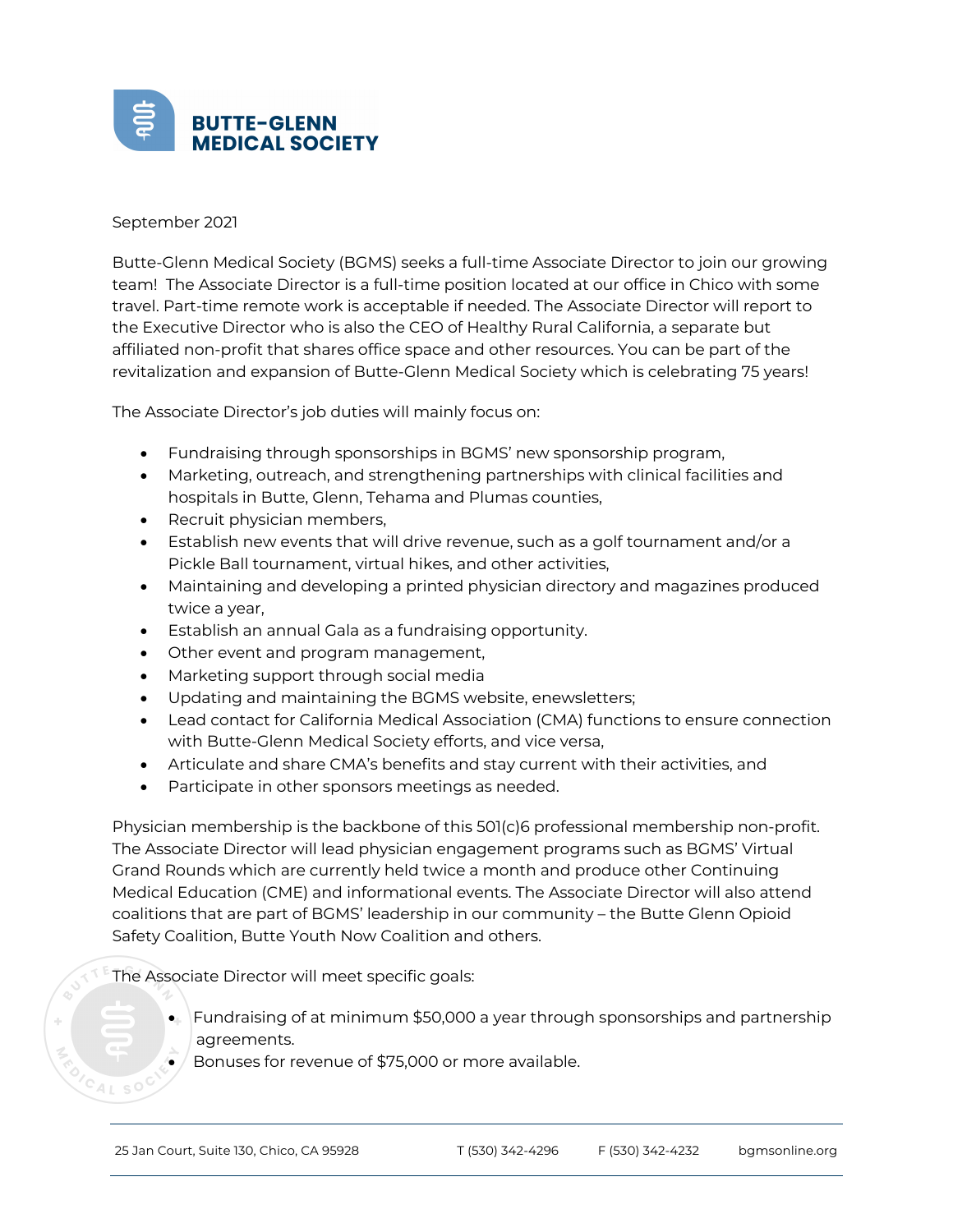# BUTTE-GLENN MEDICAL SOCIETY

September 2021

Butte-Glenn Medical Society (BGMS) seeks a full-time Associate Director to join our growing team! The Associate Director is a full-time position located at our office in Chico with some travel. Part-time remote work is acceptable if needed. The Associate Director will report to the Executive Director who is also the CEO of Healthy Rural California, a separate but affiliated non-profit that shares office space and other resources. You can be part of the revitalization and expansion of Butte-Glenn Medical Society which is celebrating 75 years!

The Associate Director's job duties will mainly focus on:

- Fundraising through sponsorships in BGMS' new sponsorship program,
- Marketing, outreach, and strengthening partnerships with clinical facilities and hospitals in Butte, Glenn, Tehama and Plumas counties,
- Recruit physician members,
- Establish new events that will drive revenue, such as a golf tournament and/or a Pickle Ball tournament, virtual hikes, and other activities,
- Maintaining and developing a printed physician directory and magazines produced twice a year,
- Establish an annual Gala as a fundraising opportunity.
- Other event and program management,
- Marketing support through social media
- Updating and maintaining the BGMS website, enewsletters;
- Lead contact for California Medical Association (CMA) functions to ensure connection with Butte-Glenn Medical Society efforts, and vice versa,
- Articulate and share CMA's benefits and stay current with their activities, and
- Participate in other sponsors meetings as needed.

Physician membership is the backbone of this 501(c)6 professional membership non-profit. The Associate Director will lead physician engagement programs such as BGMS' Virtual Grand Rounds which are currently held twice a month and produce other Continuing Medical Education (CME) and informational events. The Associate Director will also attend coalitions that are part of BGMS' leadership in our community – the Butte Glenn Opioid Safety Coalition, Butte Youth Now Coalition and others.

The Associate Director will meet specific goals:

- Fundraising of at minimum $50,000 a year through sponsorships and partnership agreements.
- Bonuses for revenue of $75,000 or more available.

25 Jan Court, Suite 130, Chico, CA 95928 T (530) 342-4296 F (530) 342-4232 bgmsonline.org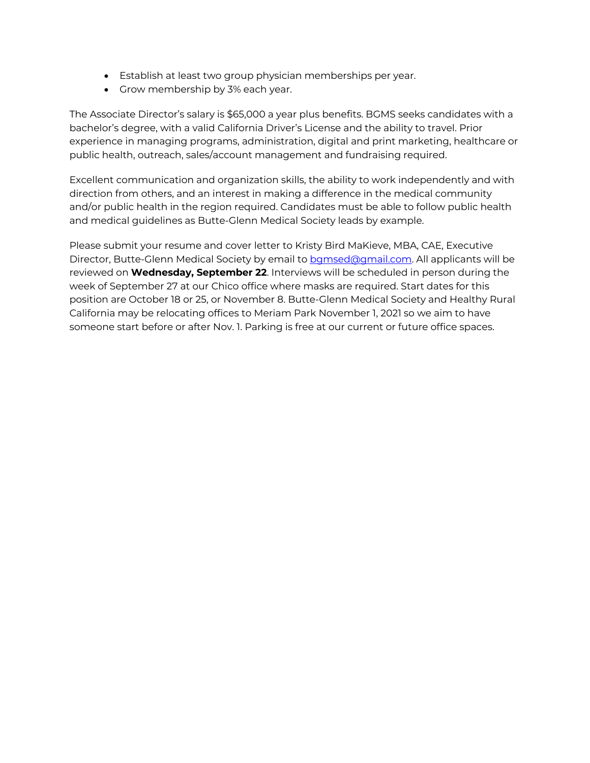- Establish at least two group physician memberships per year.
- Grow membership by 3% each year.

The Associate Director's salary is $65,000 a year plus benefits. BGMS seeks candidates with a bachelor's degree, with a valid California Driver's License and the ability to travel. Prior experience in managing programs, administration, digital and print marketing, healthcare or public health, outreach, sales/account management and fundraising required.

Excellent communication and organization skills, the ability to work independently and with direction from others, and an interest in making a difference in the medical community and/or public health in the region required. Candidates must be able to follow public health and medical guidelines as Butte-Glenn Medical Society leads by example.

Please submit your resume and cover letter to Kristy Bird MaKieve, MBA, CAE, Executive Director, Butte-Glenn Medical Society by email to bgmsed@gmail.com. All applicants will be reviewed on **Wednesday, September 22**. Interviews will be scheduled in person during the week of September 27 at our Chico office where masks are required. Start dates for this position are October 18 or 25, or November 8. Butte-Glenn Medical Society and Healthy Rural California may be relocating offices to Meriam Park November 1, 2021 so we aim to have someone start before or after Nov. 1. Parking is free at our current or future office spaces.